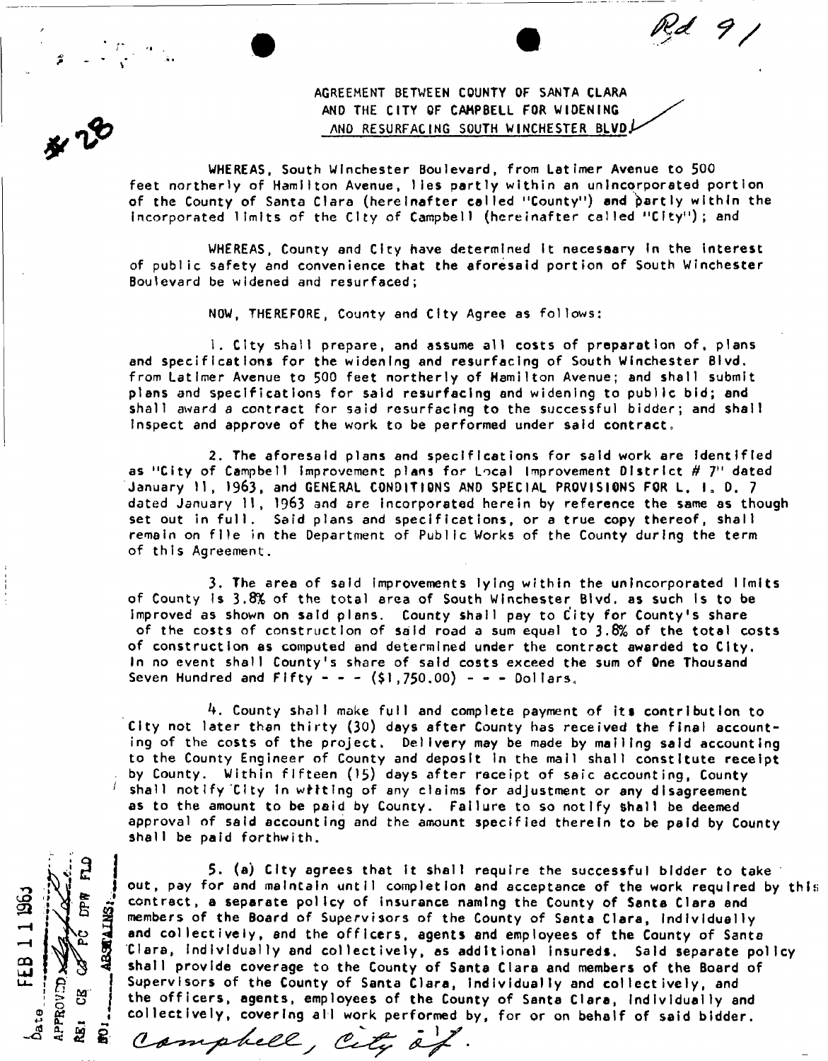Rd 91

#28

AGREEMENT BETWEEN COUNTY OF SANTA CLARA AND THE CITY OF CAMPBELL FOR WIDENING AND RESURFACING SOUTH WINCHESTER BLVD.

WHEREAS, South Winchester Boulevard, from Latimer Avenue to 500 feet northerly of Hamilton Avenue, lies partly within an unincorporated portion of the County of Santa Clara (hereinafter called "County") and partly within the incorporated limits of the City of Campbell (hereinafter called "City"); and

WHEREAS, County and City have determined it necessary in the interest of public safety and convenience that the aforesaid portion of South Winchester Boulevard be widened and resurfaced;

NOW, THEREFORE, County and City Agree as follows:

1. City shall prepare, and assume all costs of preparation of, plans and specifications for the widening and resurfacing of South Winchester Blvd. from Latimer Avenue to 500 feet northerly of Hamilton Avenue; and shall submit plans and specifications for said resurfacing and widening to public bid; and shall award a contract for said resurfacing to the successful bidder; and shall inspect and approve of the work to be performed under said contract.

2. The aforesaid plans and specifications for said work are identified as "City of Campbell Improvement plans for Local Improvement District # 7" dated January 11, 1963, and GENERAL CONDITIONS AND SPECIAL PROVISIONS FOR L. I. D. 7 dated January 11, 1963 and are incorporated herein by reference the same as though set out in full. Said plans and specifications, or a true copy thereof, shall remain on file in the Department of Public Works of the County during the term of this Agreement.

3. The area of said improvements lying within the unincorporated limits of County is 3.8% of the total area of South Winchester Blvd. as such is to be improved as shown on said plans. County shall pay to City for County's share of the costs of construction of said road a sum equal to 3.8% of the total costs of construction as computed and determined under the contract awarded to City. In no event shall County's share of said costs exceed the sum of One Thousand Seven Hundred and Fifty - - - ($1,750.00) - - - Dollars.

4. County shall make full and complete payment of its contribution to City not later than thirty (30) days after County has received the final accounting of the costs of the project. Delivery may be made by mailing said accounting to the County Engineer of County and deposit in the mail shall constitute receipt by County. Within fifteen (15) days after receipt of said accounting, County shall notify City in writing of any claims for adjustment or any disagreement as to the amount to be paid by County. Failure to so notify shall be deemed approval of said accounting and the amount specified therein to be paid by County shall be paid forthwith.

5. (a) City agrees that it shall require the successful bidder to take out, pay for and maintain until completion and acceptance of the work required by this contract, a separate policy of insurance naming the County of Santa Clara and members of the Board of Supervisors of the County of Santa Clara, individually and collectively, and the officers, agents and employees of the County of Santa Clara, individually and collectively, as additional insureds. Said separate policy shall provide coverage to the County of Santa Clara and members of the Board of Supervisors of the County of Santa Clara, individually and collectively, and the officers, agents, employees of the County of Santa Clara, individually and collectively, covering all work performed by, for or on behalf of said bidder.

Date FEB 11 1963
APPROVED
RE: CE CO PC DPW FLD
NO: ABSTAINS:

Campbell, City of.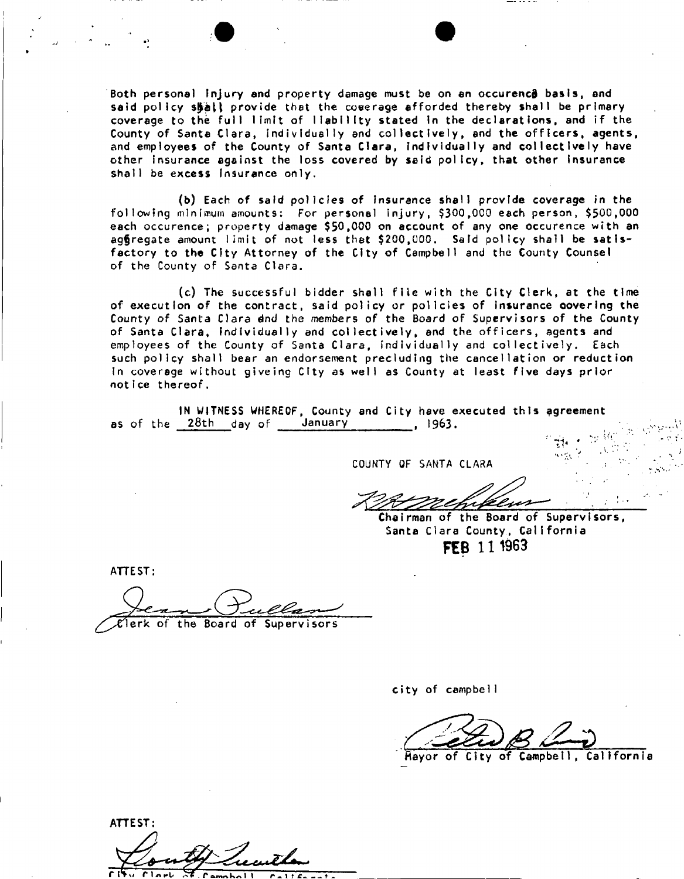Both personal injury and property damage must be on an occurence basis, and said policy shall provide that the coverage afforded thereby shall be primary coverage to the full limit of liability stated in the declarations, and if the County of Santa Clara, individually and collectively, and the officers, agents, and employees of the County of Santa Clara, individually and collectively have other insurance against the loss covered by said policy, that other insurance shall be excess insurance only.

(b) Each of said policies of insurance shall provide coverage in the following minimum amounts: For personal injury, \$300,000 each person, \$500,000 each occurence; property damage \$50,000 on account of any one occurence with an aggregate amount limit of not less that \$200,000. Said policy shall be satisfactory to the City Attorney of the City of Campbell and the County Counsel of the County of Santa Clara.

(c) The successful bidder shall file with the City Clerk, at the time of execution of the contract, said policy or policies of insurance covering the County of Santa Clara and the members of the Board of Supervisors of the County of Santa Clara, individually and collectively, and the officers, agents and employees of the County of Santa Clara, individually and collectively. Each such policy shall bear an endorsement precluding the cancellation or reduction in coverage without giveing City as well as County at least five days prior notice thereof.

IN WITNESS WHEREOF, County and City have executed this agreement as of the 28th day of January, 1963.

COUNTY OF SANTA CLARA

Chairman of the Board of Supervisors, Santa Clara County, California

FEB 11 1963

ATTEST:

Clerk of the Board of Supervisors

city of campbell

Mayor of City of Campbell, California

ATTEST:

City Clerk of Campbell, California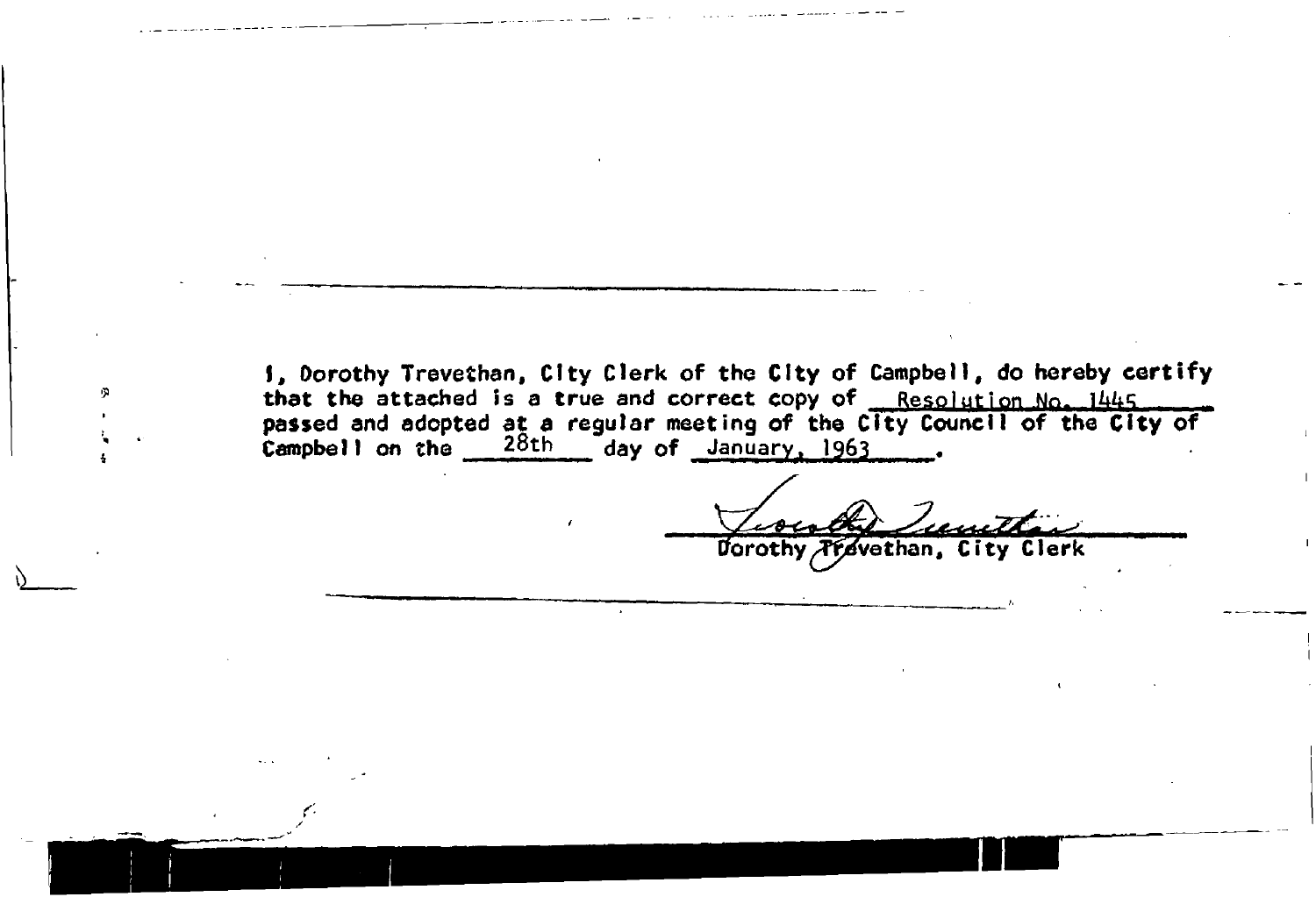I, Dorothy Trevethan, City Clerk of the City of Campbell, do hereby certify that the attached is a true and correct copy of Resolution No. 1445 passed and adopted at a regular meeting of the City Council of the City of Campbell on the 28th day of January, 1963.

Dorothy Trevethan, City Clerk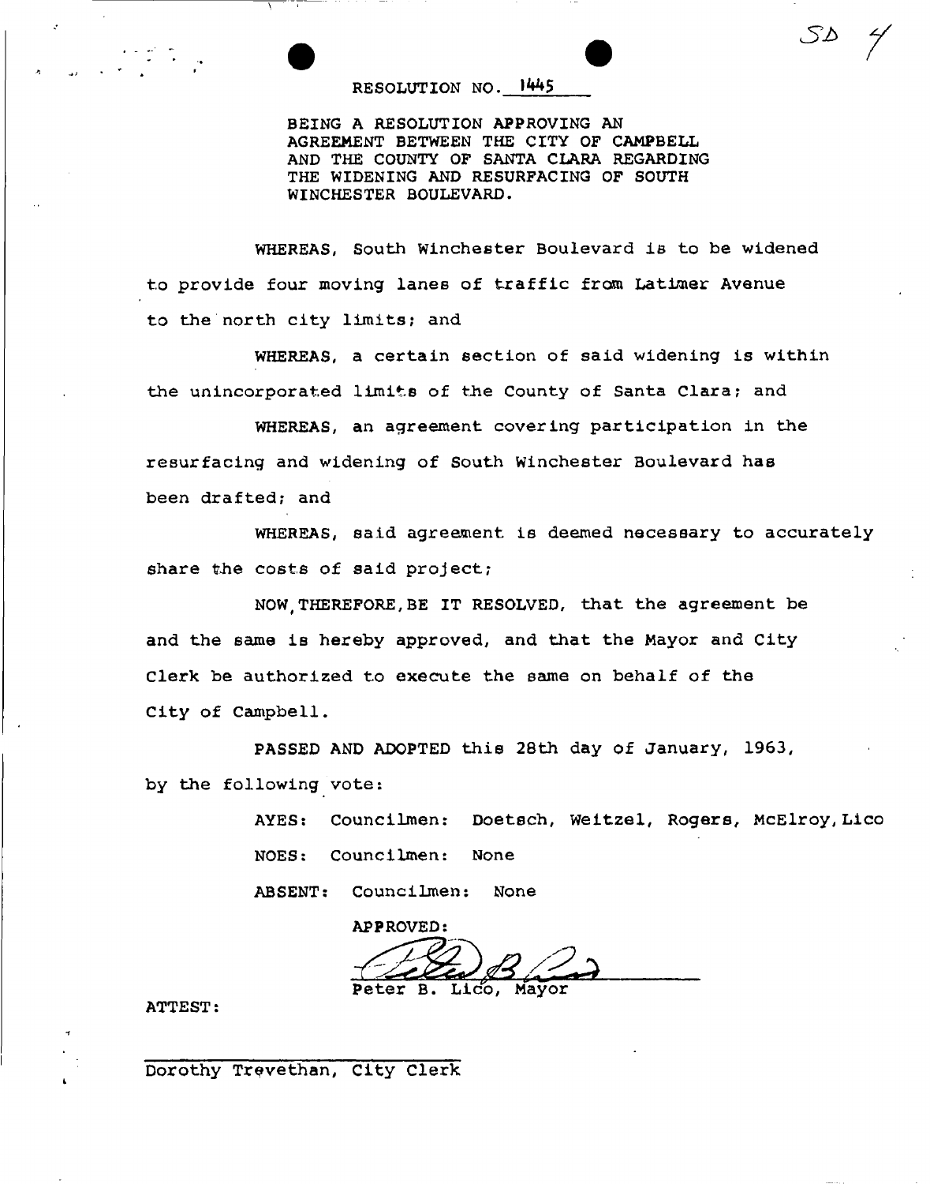SD 4

RESOLUTION NO. 1445

BEING A RESOLUTION APPROVING AN AGREEMENT BETWEEN THE CITY OF CAMPBELL AND THE COUNTY OF SANTA CLARA REGARDING THE WIDENING AND RESURFACING OF SOUTH WINCHESTER BOULEVARD.

WHEREAS, South Winchester Boulevard is to be widened to provide four moving lanes of traffic from Latimer Avenue to the north city limits; and

WHEREAS, a certain section of said widening is within the unincorporated limits of the County of Santa Clara; and

WHEREAS, an agreement covering participation in the resurfacing and widening of South Winchester Boulevard has been drafted; and

WHEREAS, said agreement is deemed necessary to accurately share the costs of said project;

NOW, THEREFORE, BE IT RESOLVED, that the agreement be and the same is hereby approved, and that the Mayor and City Clerk be authorized to execute the same on behalf of the City of Campbell.

PASSED AND ADOPTED this 28th day of January, 1963, by the following vote:

AYES: Councilmen: Doetsch, Weitzel, Rogers, McElroy, Lico

NOES: Councilmen: None

ABSENT: Councilmen: None

APPROVED:

Peter B. Lico, Mayor

ATTEST:

Dorothy Trevethan, City Clerk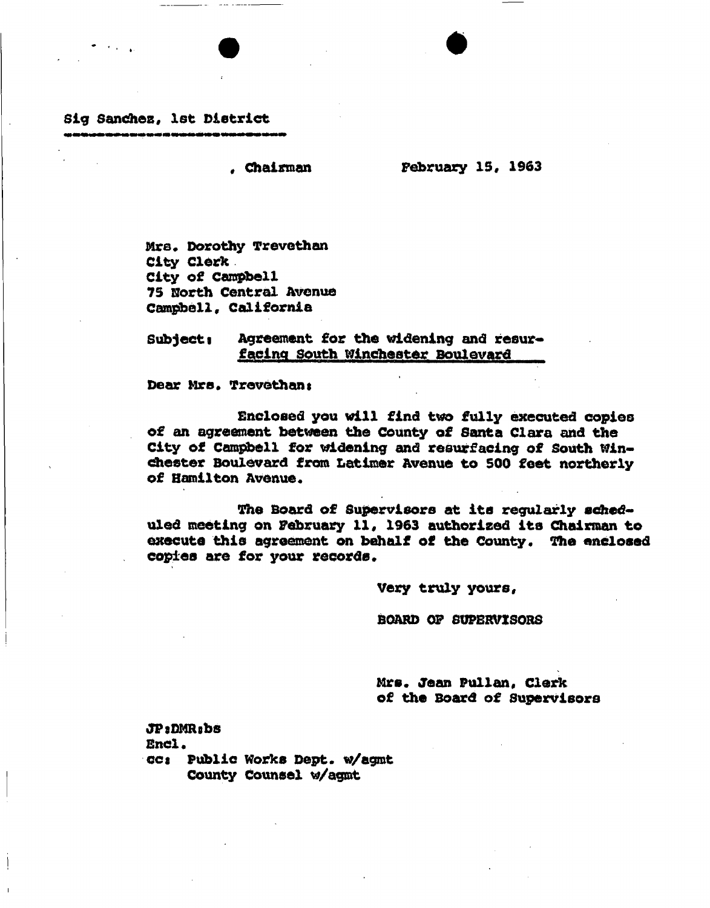Sig Sanchez, 1st District

, Chairman                    February 15, 1963

Mrs. Dorothy Trevethan
City Clerk
City of Campbell
75 North Central Avenue
Campbell, California

Subject: Agreement for the widening and resurfacing South Winchester Boulevard

Dear Mrs. Trevethan:

Enclosed you will find two fully executed copies of an agreement between the County of Santa Clara and the City of Campbell for widening and resurfacing of South Winchester Boulevard from Latimer Avenue to 500 feet northerly of Hamilton Avenue.

The Board of Supervisors at its regularly scheduled meeting on February 11, 1963 authorized its Chairman to execute this agreement on behalf of the County. The enclosed copies are for your records.

Very truly yours,

BOARD OF SUPERVISORS

Mrs. Jean Pullan, Clerk
of the Board of Supervisors

JP:DMR:bs
Encl.
cc: Public Works Dept. w/agmt
County Counsel w/agmt